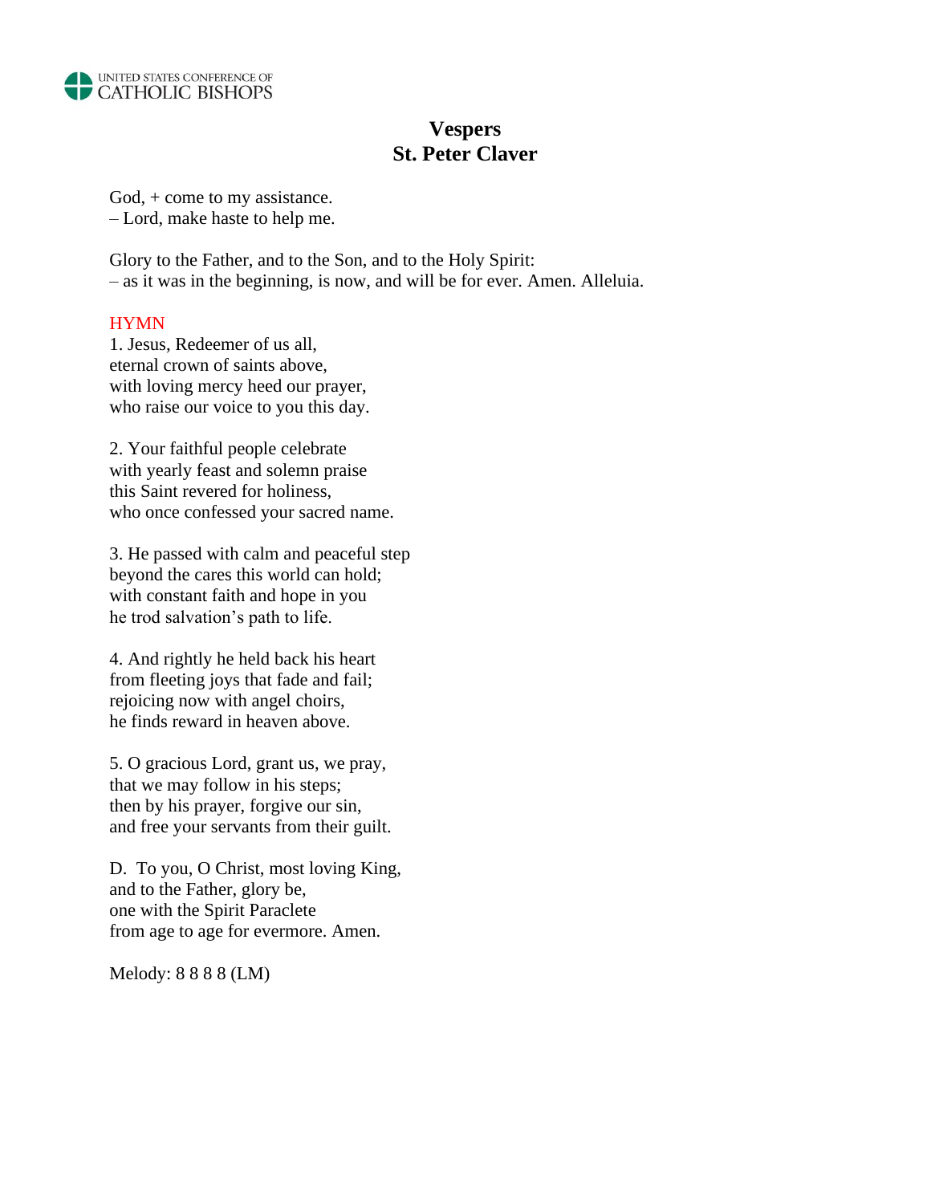UNITED STATES CONFERENCE OF CATHOLIC BISHOPS

# Vespers
# St. Peter Claver

God, + come to my assistance.
– Lord, make haste to help me.

Glory to the Father, and to the Son, and to the Holy Spirit:
– as it was in the beginning, is now, and will be for ever. Amen. Alleluia.

HYMN

1. Jesus, Redeemer of us all,
eternal crown of saints above,
with loving mercy heed our prayer,
who raise our voice to you this day.

2. Your faithful people celebrate
with yearly feast and solemn praise
this Saint revered for holiness,
who once confessed your sacred name.

3. He passed with calm and peaceful step
beyond the cares this world can hold;
with constant faith and hope in you
he trod salvation's path to life.

4. And rightly he held back his heart
from fleeting joys that fade and fail;
rejoicing now with angel choirs,
he finds reward in heaven above.

5. O gracious Lord, grant us, we pray,
that we may follow in his steps;
then by his prayer, forgive our sin,
and free your servants from their guilt.

D. To you, O Christ, most loving King,
and to the Father, glory be,
one with the Spirit Paraclete
from age to age for evermore. Amen.

Melody: 8 8 8 8 (LM)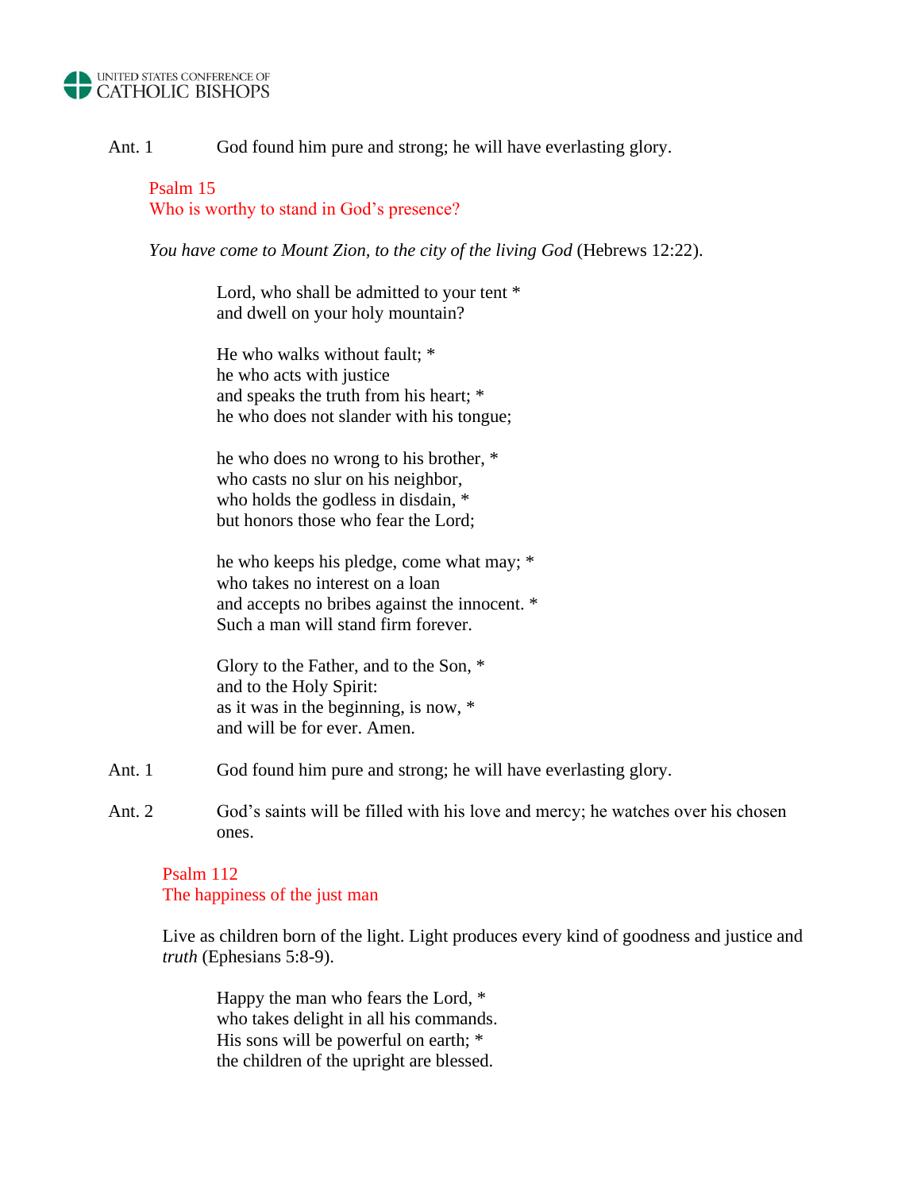Ant. 1 God found him pure and strong; he will have everlasting glory.

Psalm 15
Who is worthy to stand in God's presence?

*You have come to Mount Zion, to the city of the living God* (Hebrews 12:22).

Lord, who shall be admitted to your tent *
and dwell on your holy mountain?

He who walks without fault; *
he who acts with justice
and speaks the truth from his heart; *
he who does not slander with his tongue;

he who does no wrong to his brother, *
who casts no slur on his neighbor,
who holds the godless in disdain, *
but honors those who fear the Lord;

he who keeps his pledge, come what may; *
who takes no interest on a loan
and accepts no bribes against the innocent. *
Such a man will stand firm forever.

Glory to the Father, and to the Son, *
and to the Holy Spirit:
as it was in the beginning, is now, *
and will be for ever. Amen.

Ant. 1 God found him pure and strong; he will have everlasting glory.

Ant. 2 God's saints will be filled with his love and mercy; he watches over his chosen ones.

Psalm 112
The happiness of the just man

Live as children born of the light. Light produces every kind of goodness and justice and *truth* (Ephesians 5:8-9).

Happy the man who fears the Lord, *
who takes delight in all his commands.
His sons will be powerful on earth; *
the children of the upright are blessed.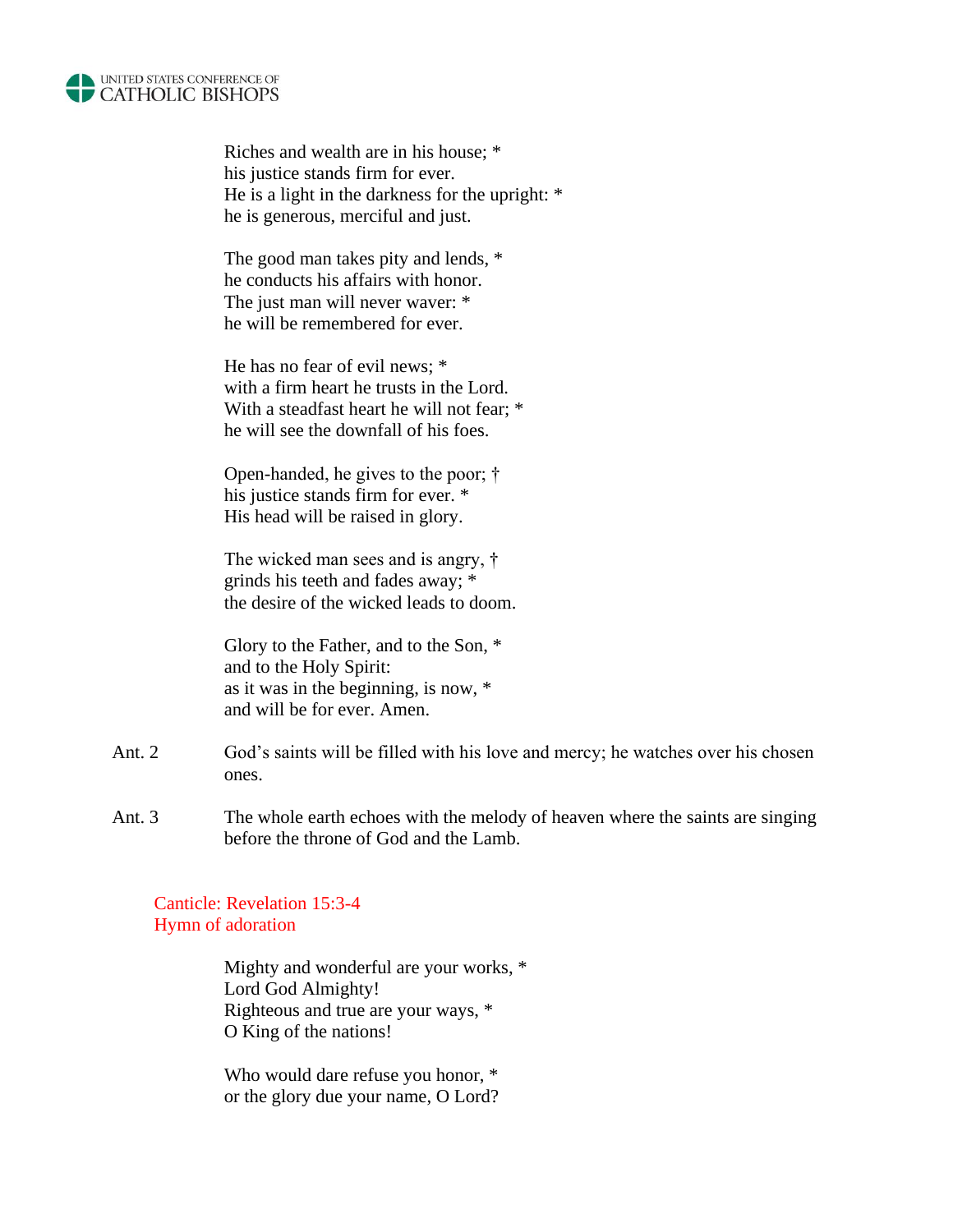Riches and wealth are in his house; *
his justice stands firm for ever.
He is a light in the darkness for the upright: *
he is generous, merciful and just.

The good man takes pity and lends, *
he conducts his affairs with honor.
The just man will never waver: *
he will be remembered for ever.

He has no fear of evil news; *
with a firm heart he trusts in the Lord.
With a steadfast heart he will not fear; *
he will see the downfall of his foes.

Open-handed, he gives to the poor; †
his justice stands firm for ever. *
His head will be raised in glory.

The wicked man sees and is angry, †
grinds his teeth and fades away; *
the desire of the wicked leads to doom.

Glory to the Father, and to the Son, *
and to the Holy Spirit:
as it was in the beginning, is now, *
and will be for ever. Amen.

Ant. 2 God's saints will be filled with his love and mercy; he watches over his chosen ones.

Ant. 3 The whole earth echoes with the melody of heaven where the saints are singing before the throne of God and the Lamb.

**Canticle: Revelation 15:3-4**
**Hymn of adoration**

Mighty and wonderful are your works, *
Lord God Almighty!
Righteous and true are your ways, *
O King of the nations!

Who would dare refuse you honor, *
or the glory due your name, O Lord?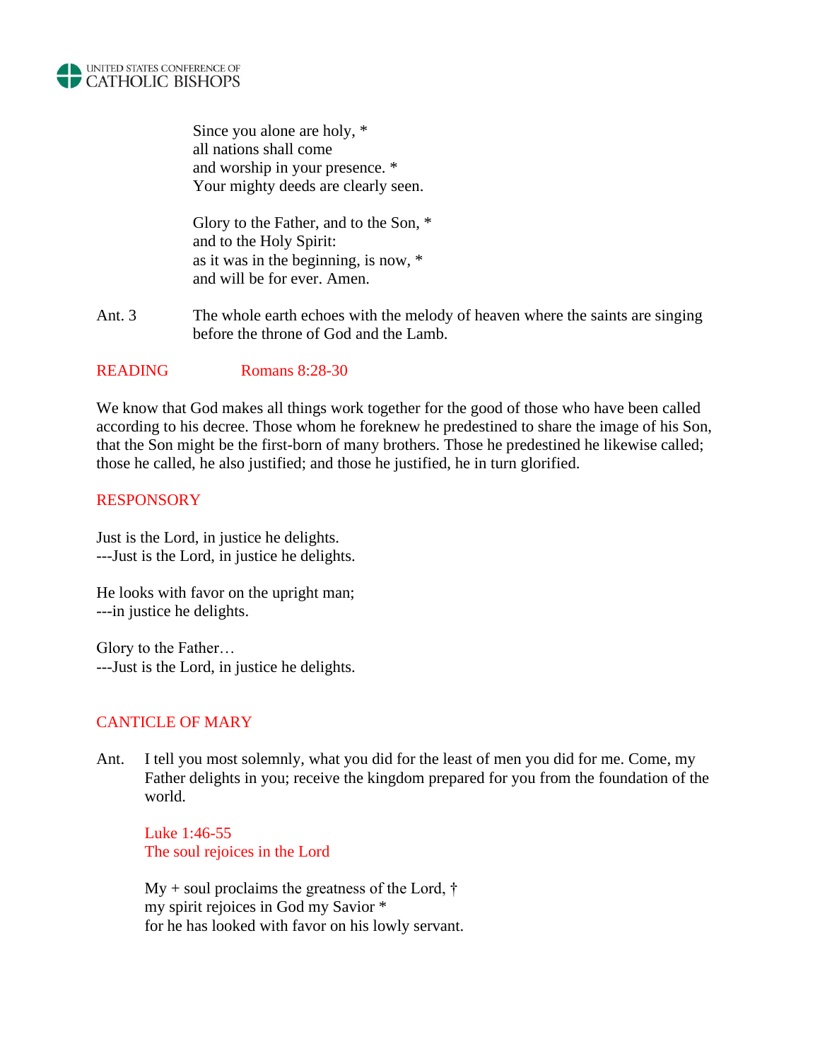Since you alone are holy, *
all nations shall come
and worship in your presence. *
Your mighty deeds are clearly seen.

Glory to the Father, and to the Son, *
and to the Holy Spirit:
as it was in the beginning, is now, *
and will be for ever. Amen.

Ant. 3 The whole earth echoes with the melody of heaven where the saints are singing before the throne of God and the Lamb.

## READING Romans 8:28-30

We know that God makes all things work together for the good of those who have been called according to his decree. Those whom he foreknew he predestined to share the image of his Son, that the Son might be the first-born of many brothers. Those he predestined he likewise called; those he called, he also justified; and those he justified, he in turn glorified.

## RESPONSORY

Just is the Lord, in justice he delights.
---Just is the Lord, in justice he delights.

He looks with favor on the upright man;
---in justice he delights.

Glory to the Father…
---Just is the Lord, in justice he delights.

## CANTICLE OF MARY

Ant. I tell you most solemnly, what you did for the least of men you did for me. Come, my Father delights in you; receive the kingdom prepared for you from the foundation of the world.

Luke 1:46-55
The soul rejoices in the Lord

My + soul proclaims the greatness of the Lord, †
my spirit rejoices in God my Savior *
for he has looked with favor on his lowly servant.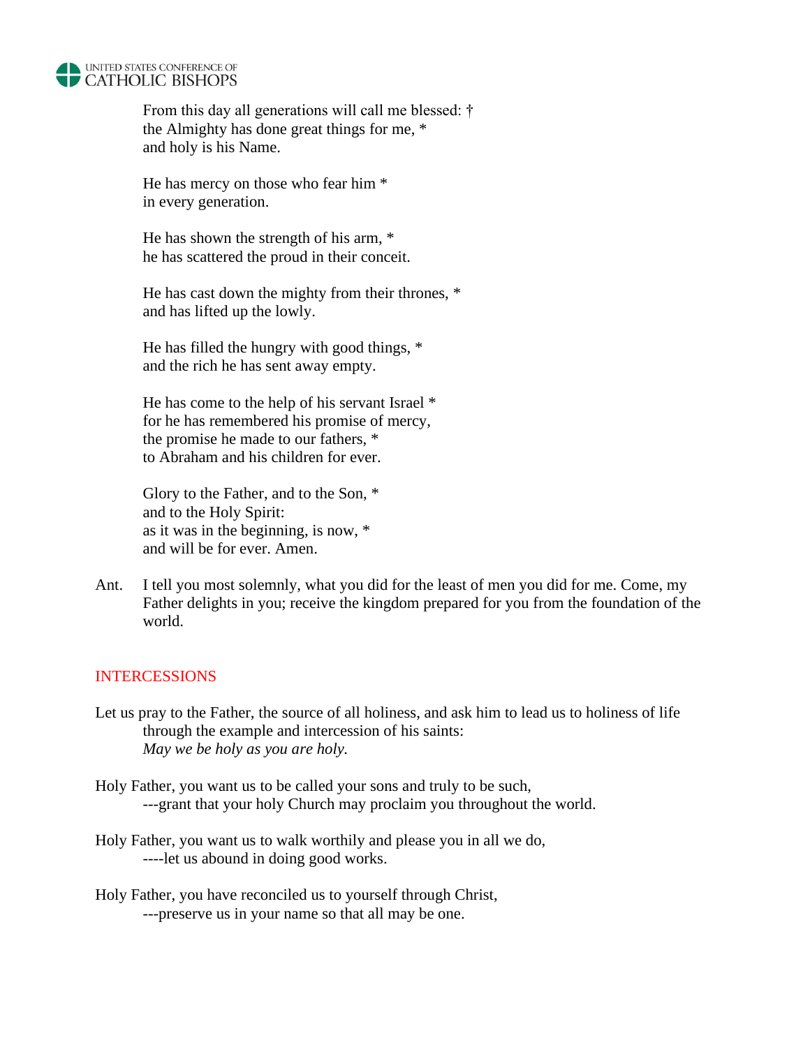From this day all generations will call me blessed: †
the Almighty has done great things for me, *
and holy is his Name.

He has mercy on those who fear him *
in every generation.

He has shown the strength of his arm, *
he has scattered the proud in their conceit.

He has cast down the mighty from their thrones, *
and has lifted up the lowly.

He has filled the hungry with good things, *
and the rich he has sent away empty.

He has come to the help of his servant Israel *
for he has remembered his promise of mercy,
the promise he made to our fathers, *
to Abraham and his children for ever.

Glory to the Father, and to the Son, *
and to the Holy Spirit:
as it was in the beginning, is now, *
and will be for ever. Amen.

Ant. I tell you most solemnly, what you did for the least of men you did for me. Come, my Father delights in you; receive the kingdom prepared for you from the foundation of the world.

## INTERCESSIONS

Let us pray to the Father, the source of all holiness, and ask him to lead us to holiness of life through the example and intercession of his saints:
*May we be holy as you are holy.*

Holy Father, you want us to be called your sons and truly to be such,
---grant that your holy Church may proclaim you throughout the world.

Holy Father, you want us to walk worthily and please you in all we do,
----let us abound in doing good works.

Holy Father, you have reconciled us to yourself through Christ,
---preserve us in your name so that all may be one.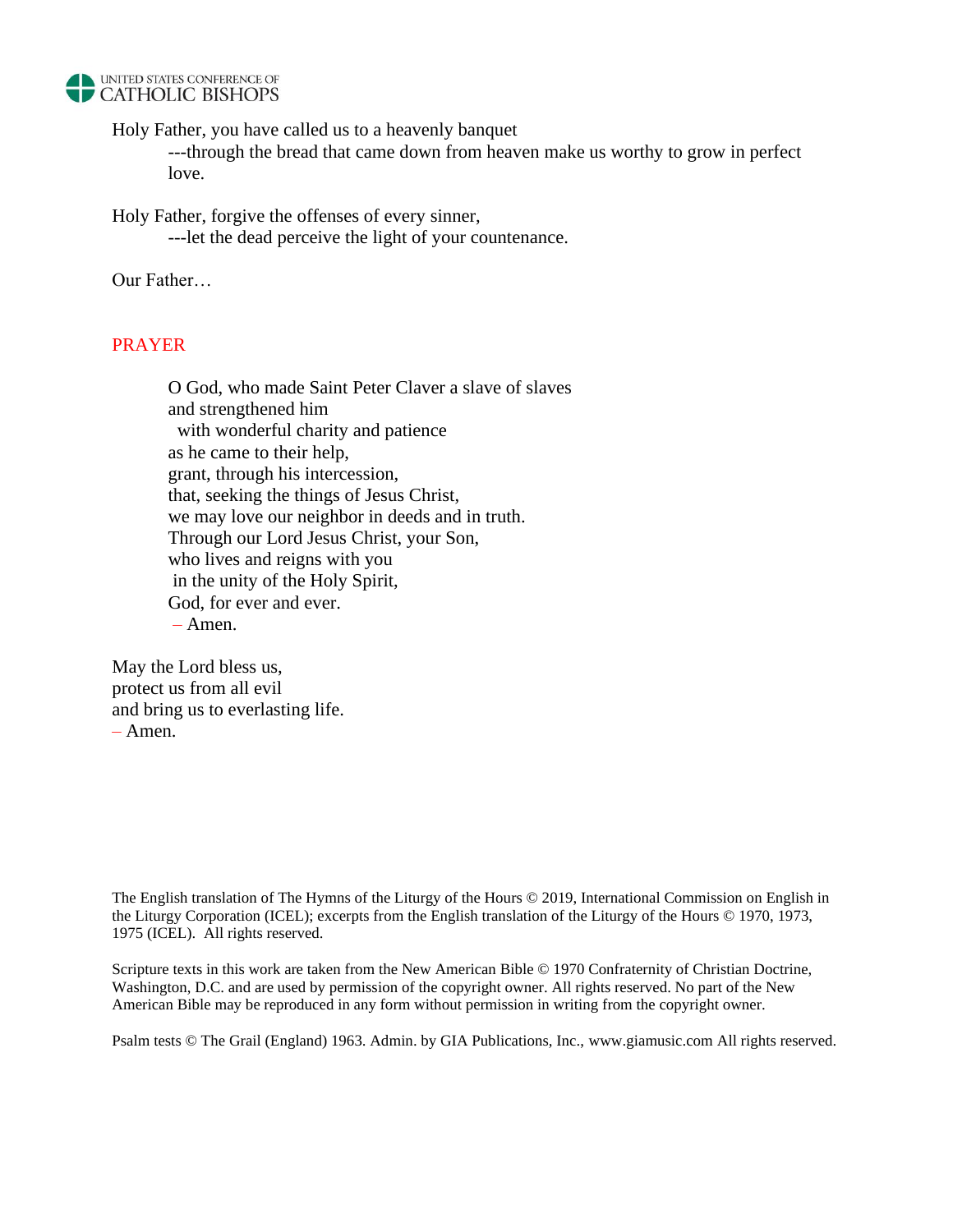Holy Father, you have called us to a heavenly banquet

---through the bread that came down from heaven make us worthy to grow in perfect love.

Holy Father, forgive the offenses of every sinner,

---let the dead perceive the light of your countenance.

Our Father…

## PRAYER

O God, who made Saint Peter Claver a slave of slaves  
and strengthened him  
with wonderful charity and patience  
as he came to their help,  
grant, through his intercession,  
that, seeking the things of Jesus Christ,  
we may love our neighbor in deeds and in truth.  
Through our Lord Jesus Christ, your Son,  
who lives and reigns with you  
in the unity of the Holy Spirit,  
God, for ever and ever.  
– Amen.

May the Lord bless us,  
protect us from all evil  
and bring us to everlasting life.  
– Amen.

The English translation of The Hymns of the Liturgy of the Hours © 2019, International Commission on English in the Liturgy Corporation (ICEL); excerpts from the English translation of the Liturgy of the Hours © 1970, 1973, 1975 (ICEL). All rights reserved.

Scripture texts in this work are taken from the New American Bible © 1970 Confraternity of Christian Doctrine, Washington, D.C. and are used by permission of the copyright owner. All rights reserved. No part of the New American Bible may be reproduced in any form without permission in writing from the copyright owner.

Psalm tests © The Grail (England) 1963. Admin. by GIA Publications, Inc., www.giamusic.com All rights reserved.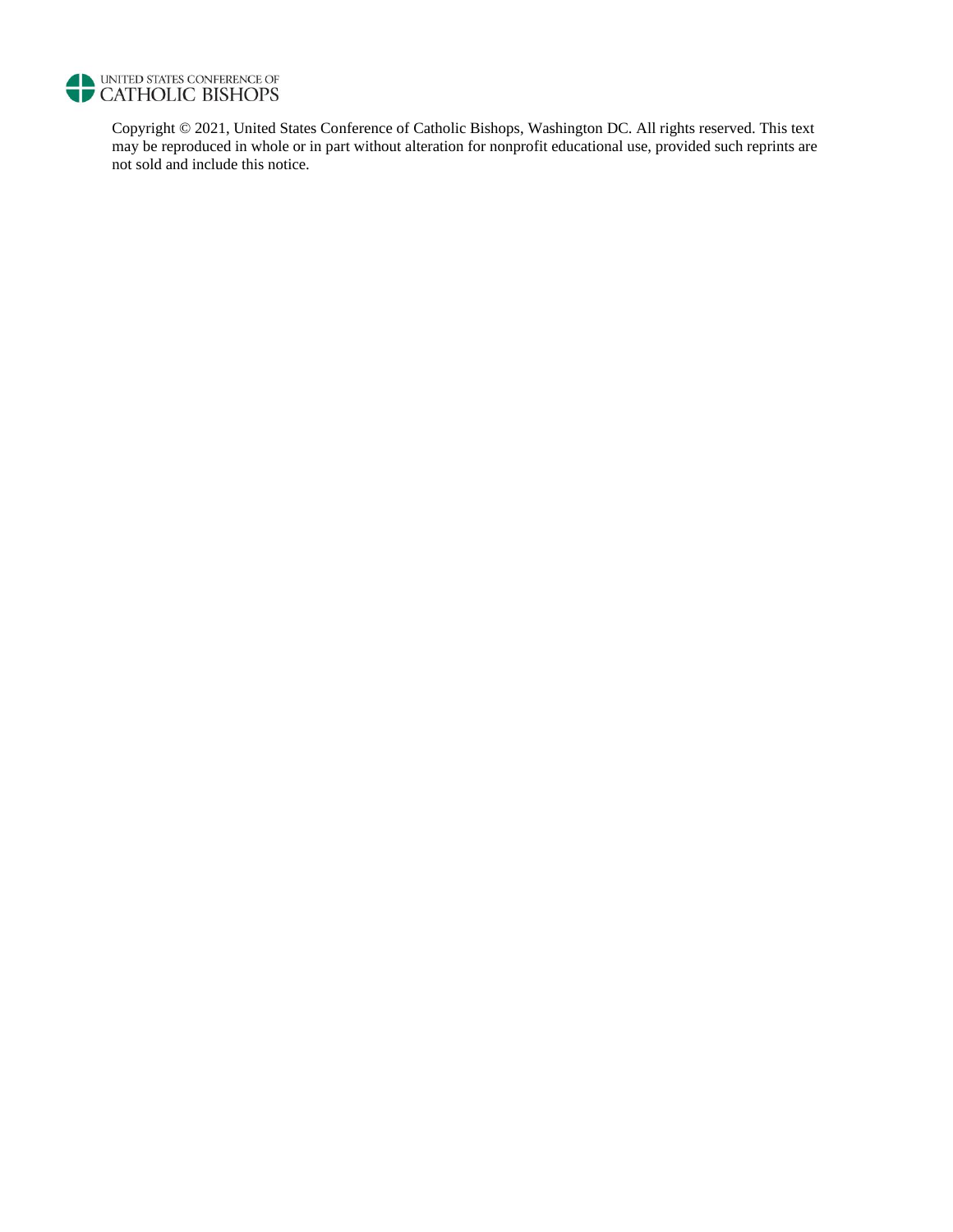UNITED STATES CONFERENCE OF
CATHOLIC BISHOPS

Copyright © 2021, United States Conference of Catholic Bishops, Washington DC. All rights reserved. This text may be reproduced in whole or in part without alteration for nonprofit educational use, provided such reprints are not sold and include this notice.